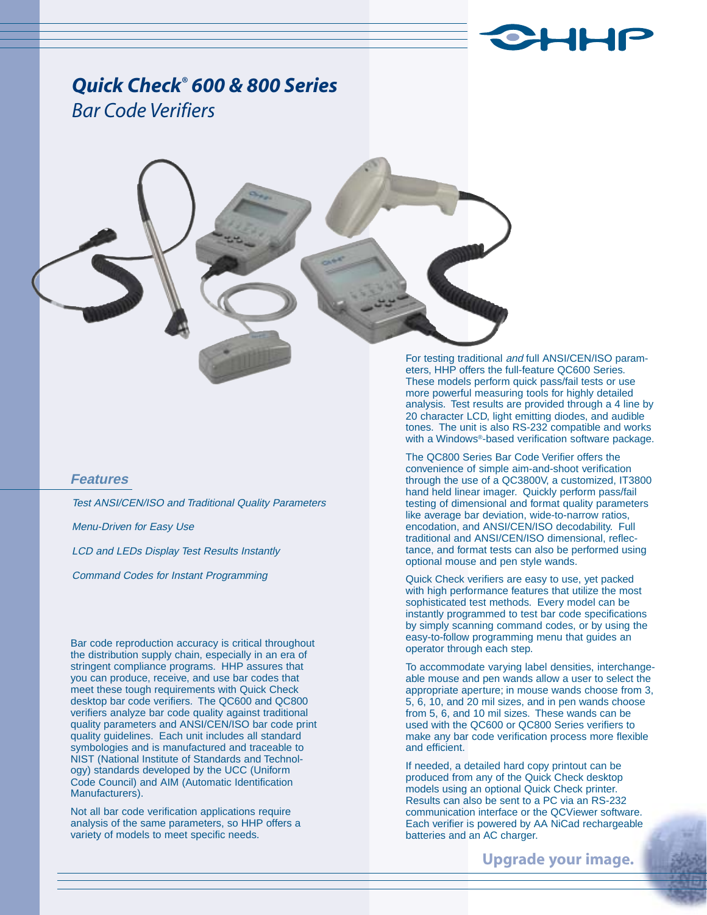# *Quick Check® 600 & 800 Series*

*Bar Code Verifiers*

## *Features*

*Test ANSI/CEN/ISO and Traditional Quality Parameters*

*Menu-Driven for Easy Use*

*LCD and LEDs Display Test Results Instantly*

*Command Codes for Instant Programming*

Bar code reproduction accuracy is critical throughout the distribution supply chain, especially in an era of stringent compliance programs. HHP assures that you can produce, receive, and use bar codes that meet these tough requirements with Quick Check desktop bar code verifiers. The QC600 and QC800 verifiers analyze bar code quality against traditional quality parameters and ANSI/CEN/ISO bar code print quality guidelines. Each unit includes all standard symbologies and is manufactured and traceable to NIST (National Institute of Standards and Technology) standards developed by the UCC (Uniform Code Council) and AIM (Automatic Identification Manufacturers).

Not all bar code verification applications require analysis of the same parameters, so HHP offers a variety of models to meet specific needs.

For testing traditional *and* full ANSI/CEN/ISO parameters, HHP offers the full-feature QC600 Series. These models perform quick pass/fail tests or use more powerful measuring tools for highly detailed analysis. Test results are provided through a 4 line by 20 character LCD, light emitting diodes, and audible tones. The unit is also RS-232 compatible and works with a Windows®-based verification software package.

The QC800 Series Bar Code Verifier offers the convenience of simple aim-and-shoot verification through the use of a QC3800V, a customized, IT3800 hand held linear imager. Quickly perform pass/fail testing of dimensional and format quality parameters like average bar deviation, wide-to-narrow ratios, encodation, and ANSI/CEN/ISO decodability. Full traditional and ANSI/CEN/ISO dimensional, reflectance, and format tests can also be performed using optional mouse and pen style wands.

Quick Check verifiers are easy to use, yet packed with high performance features that utilize the most sophisticated test methods. Every model can be instantly programmed to test bar code specifications by simply scanning command codes, or by using the easy-to-follow programming menu that guides an operator through each step.

To accommodate varying label densities, interchangeable mouse and pen wands allow a user to select the appropriate aperture; in mouse wands choose from 3, 5, 6, 10, and 20 mil sizes, and in pen wands choose from 5, 6, and 10 mil sizes. These wands can be used with the QC600 or QC800 Series verifiers to make any bar code verification process more flexible and efficient.

If needed, a detailed hard copy printout can be produced from any of the Quick Check desktop models using an optional Quick Check printer. Results can also be sent to a PC via an RS-232 communication interface or the QCViewer software. Each verifier is powered by AA NiCad rechargeable batteries and an AC charger.

**Upgrade your image.**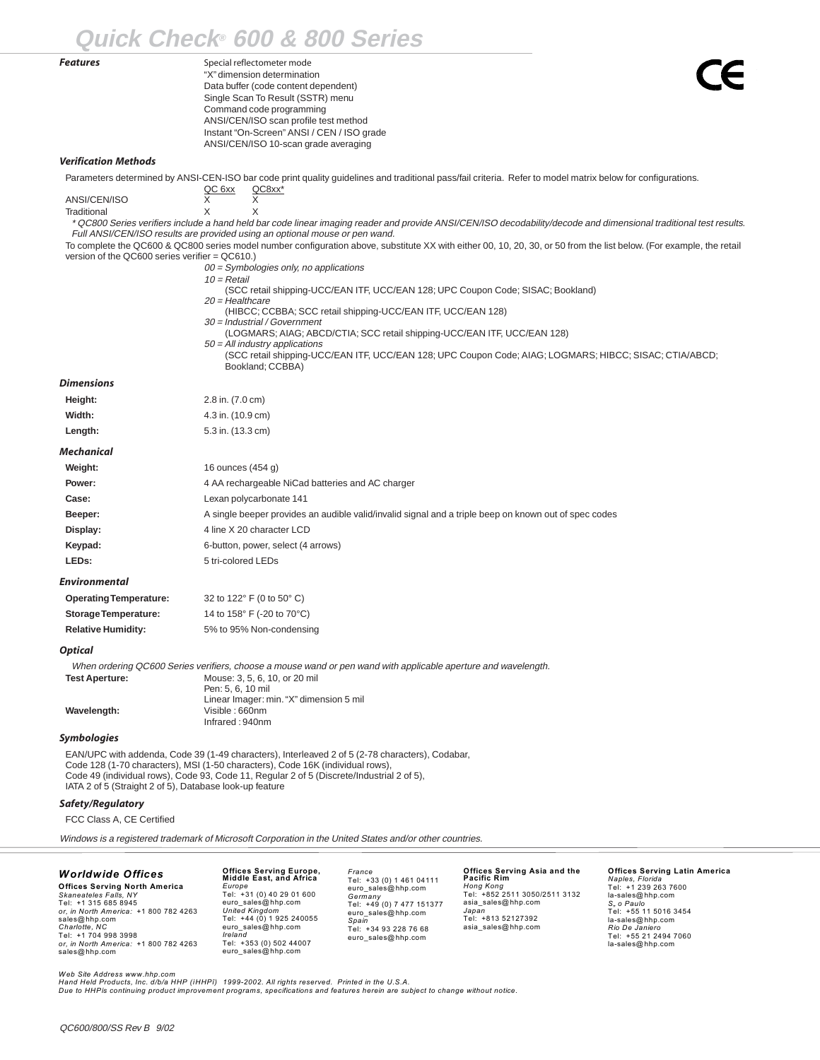# Quick Check® 600 & 800 Series

### Features

Special reflectometer mode
"X" dimension determination
Data buffer (code content dependent)
Single Scan To Result (SSTR) menu
Command code programming
ANSI/CEN/ISO scan profile test method
Instant "On-Screen" ANSI / CEN / ISO grade
ANSI/CEN/ISO 10-scan grade averaging

CE

### Verification Methods

Parameters determined by ANSI-CEN-ISO bar code print quality guidelines and traditional pass/fail criteria. Refer to model matrix below for configurations.

| | QC 6xx | QC8xx* |
|---|---|---|
| ANSI/CEN/ISO | X | X |
| Traditional | X | X |

*\* QC800 Series verifiers include a hand held bar code linear imaging reader and provide ANSI/CEN/ISO decodability/decode and dimensional traditional test results. Full ANSI/CEN/ISO results are provided using an optional mouse or pen wand.*

To complete the QC600 & QC800 series model number configuration above, substitute XX with either 00, 10, 20, 30, or 50 from the list below. (For example, the retail version of the QC600 series verifier = QC610.)

*00 = Symbologies only, no applications*
*10 = Retail*
(SCC retail shipping-UCC/EAN ITF, UCC/EAN 128; UPC Coupon Code; SISAC; Bookland)
*20 = Healthcare*
(HIBCC; CCBBA; SCC retail shipping-UCC/EAN ITF, UCC/EAN 128)
*30 = Industrial / Government*
(LOGMARS; AIAG; ABCD/CTIA; SCC retail shipping-UCC/EAN ITF, UCC/EAN 128)
*50 = All industry applications*
(SCC retail shipping-UCC/EAN ITF, UCC/EAN 128; UPC Coupon Code; AIAG; LOGMARS; HIBCC; SISAC; CTIA/ABCD; Bookland; CCBBA)

### Dimensions

| | |
|---|---|
| **Height:** | 2.8 in. (7.0 cm) |
| **Width:** | 4.3 in. (10.9 cm) |
| **Length:** | 5.3 in. (13.3 cm) |

### Mechanical

| | |
|---|---|
| **Weight:** | 16 ounces (454 g) |
| **Power:** | 4 AA rechargeable NiCad batteries and AC charger |
| **Case:** | Lexan polycarbonate 141 |
| **Beeper:** | A single beeper provides an audible valid/invalid signal and a triple beep on known out of spec codes |
| **Display:** | 4 line X 20 character LCD |
| **Keypad:** | 6-button, power, select (4 arrows) |
| **LEDs:** | 5 tri-colored LEDs |

### Environmental

| | |
|---|---|
| **Operating Temperature:** | 32 to 122° F (0 to 50° C) |
| **Storage Temperature:** | 14 to 158° F (-20 to 70°C) |
| **Relative Humidity:** | 5% to 95% Non-condensing |

### Optical

*When ordering QC600 Series verifiers, choose a mouse wand or pen wand with applicable aperture and wavelength.*

| | |
|---|---|
| **Test Aperture:** | Mouse: 3, 5, 6, 10, or 20 mil<br>Pen: 5, 6, 10 mil<br>Linear Imager: min. "X" dimension 5 mil |
| **Wavelength:** | Visible : 660nm<br>Infrared : 940nm |

### Symbologies

EAN/UPC with addenda, Code 39 (1-49 characters), Interleaved 2 of 5 (2-78 characters), Codabar, Code 128 (1-70 characters), MSI (1-50 characters), Code 16K (individual rows), Code 49 (individual rows), Code 93, Code 11, Regular 2 of 5 (Discrete/Industrial 2 of 5), IATA 2 of 5 (Straight 2 of 5), Database look-up feature

### Safety/Regulatory

FCC Class A, CE Certified

*Windows is a registered trademark of Microsoft Corporation in the United States and/or other countries.*

### Worldwide Offices

**Offices Serving North America**
*Skaneateles Falls, NY*
Tel: +1 315 685 8945
*or, in North America:* +1 800 782 4263
sales@hhp.com
*Charlotte, NC*
Tel: +1 704 998 3998
*or, in North America:* +1 800 782 4263
sales@hhp.com

**Offices Serving Europe, Middle East, and Africa**
*Europe*
Tel: +31 (0) 40 29 01 600
euro_sales@hhp.com
*United Kingdom*
Tel: +44 (0) 1 925 240055
euro_sales@hhp.com
*Ireland*
Tel: +353 (0) 502 44007
euro_sales@hhp.com
*France*
Tel: +33 (0) 1 461 04111
euro_sales@hhp.com
*Germany*
Tel: +49 (0) 7 477 151377
euro_sales@hhp.com
*Spain*
Tel: +34 93 228 76 68
euro_sales@hhp.com

**Offices Serving Asia and the Pacific Rim**
*Hong Kong*
Tel: +852 2511 3050/2511 3132
asia_sales@hhp.com
*Japan*
Tel: +813 52127392
asia_sales@hhp.com

**Offices Serving Latin America**
*Naples, Florida*
Tel: +1 239 263 7600
la-sales@hhp.com
*S„ o Paulo*
Tel: +55 11 5016 3454
la-sales@hhp.com
*Rio De Janiero*
Tel: +55 21 2494 7060
la-sales@hhp.com

*Web Site Address www.hhp.com*
*Hand Held Products, Inc. d/b/a HHP (iHHPi) 1999-2002. All rights reserved. Printed in the U.S.A.*
*Due to HHPIs continuing product improvement programs, specifications and features herein are subject to change without notice.*

*QC600/800/SS Rev B 9/02*